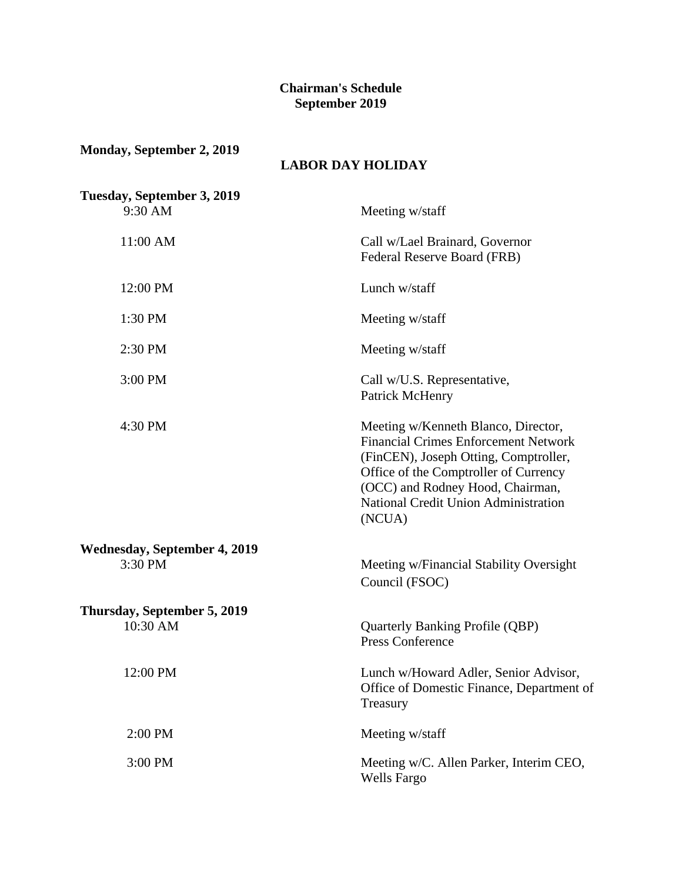# Chairman's Schedule
## September 2019

**Monday, September 2, 2019**

**LABOR DAY HOLIDAY**

**Tuesday, September 3, 2019**

| | |
|---|---|
| 9:30 AM | Meeting w/staff |
| 11:00 AM | Call w/Lael Brainard, Governor Federal Reserve Board (FRB) |
| 12:00 PM | Lunch w/staff |
| 1:30 PM | Meeting w/staff |
| 2:30 PM | Meeting w/staff |
| 3:00 PM | Call w/U.S. Representative, Patrick McHenry |
| 4:30 PM | Meeting w/Kenneth Blanco, Director, Financial Crimes Enforcement Network (FinCEN), Joseph Otting, Comptroller, Office of the Comptroller of Currency (OCC) and Rodney Hood, Chairman, National Credit Union Administration (NCUA) |

**Wednesday, September 4, 2019**

| | |
|---|---|
| 3:30 PM | Meeting w/Financial Stability Oversight Council (FSOC) |

**Thursday, September 5, 2019**

| | |
|---|---|
| 10:30 AM | Quarterly Banking Profile (QBP) Press Conference |
| 12:00 PM | Lunch w/Howard Adler, Senior Advisor, Office of Domestic Finance, Department of Treasury |
| 2:00 PM | Meeting w/staff |
| 3:00 PM | Meeting w/C. Allen Parker, Interim CEO, Wells Fargo |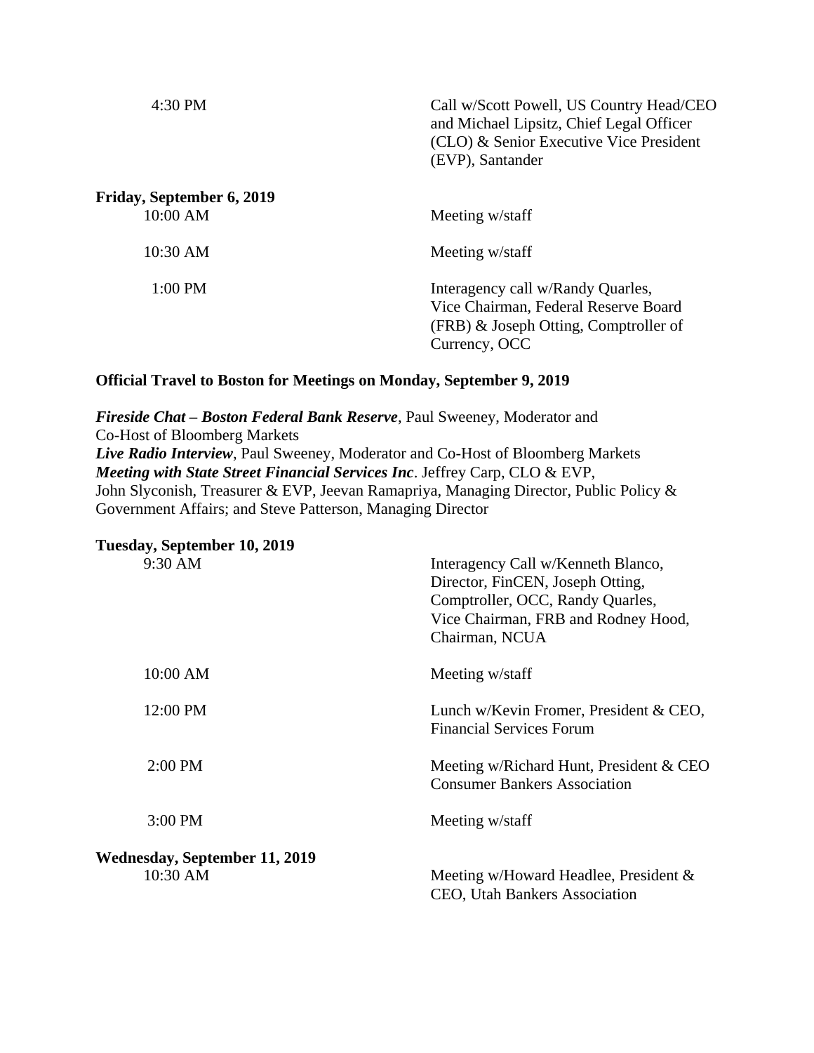| | |
|---|---|
| 4:30 PM | Call w/Scott Powell, US Country Head/CEO and Michael Lipsitz, Chief Legal Officer (CLO) & Senior Executive Vice President (EVP), Santander |

**Friday, September 6, 2019**

| | |
|---|---|
| 10:00 AM | Meeting w/staff |
| 10:30 AM | Meeting w/staff |
| 1:00 PM | Interagency call w/Randy Quarles, Vice Chairman, Federal Reserve Board (FRB) & Joseph Otting, Comptroller of Currency, OCC |

**Official Travel to Boston for Meetings on Monday, September 9, 2019**

***Fireside Chat – Boston Federal Bank Reserve***, Paul Sweeney, Moderator and Co-Host of Bloomberg Markets
***Live Radio Interview***, Paul Sweeney, Moderator and Co-Host of Bloomberg Markets
***Meeting with State Street Financial Services Inc***. Jeffrey Carp, CLO & EVP, John Slyconish, Treasurer & EVP, Jeevan Ramapriya, Managing Director, Public Policy & Government Affairs; and Steve Patterson, Managing Director

**Tuesday, September 10, 2019**

| | |
|---|---|
| 9:30 AM | Interagency Call w/Kenneth Blanco, Director, FinCEN, Joseph Otting, Comptroller, OCC, Randy Quarles, Vice Chairman, FRB and Rodney Hood, Chairman, NCUA |
| 10:00 AM | Meeting w/staff |
| 12:00 PM | Lunch w/Kevin Fromer, President & CEO, Financial Services Forum |
| 2:00 PM | Meeting w/Richard Hunt, President & CEO Consumer Bankers Association |
| 3:00 PM | Meeting w/staff |

**Wednesday, September 11, 2019**

| | |
|---|---|
| 10:30 AM | Meeting w/Howard Headlee, President & CEO, Utah Bankers Association |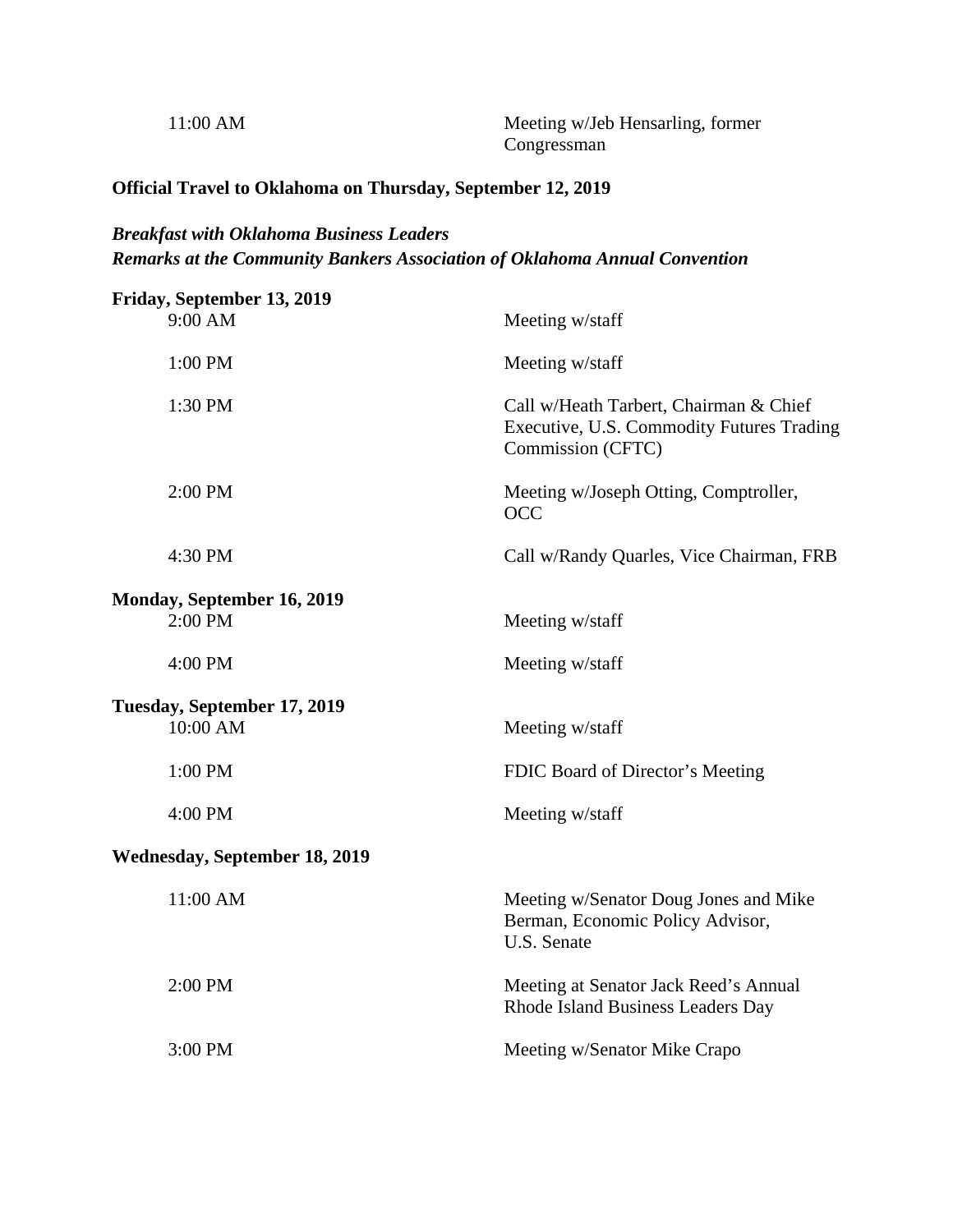| | |
|---|---|
| 11:00 AM | Meeting w/Jeb Hensarling, former Congressman |

**Official Travel to Oklahoma on Thursday, September 12, 2019**

***Breakfast with Oklahoma Business Leaders***
***Remarks at the Community Bankers Association of Oklahoma Annual Convention***

**Friday, September 13, 2019**

| | |
|---|---|
| 9:00 AM | Meeting w/staff |
| 1:00 PM | Meeting w/staff |
| 1:30 PM | Call w/Heath Tarbert, Chairman & Chief Executive, U.S. Commodity Futures Trading Commission (CFTC) |
| 2:00 PM | Meeting w/Joseph Otting, Comptroller, OCC |
| 4:30 PM | Call w/Randy Quarles, Vice Chairman, FRB |

**Monday, September 16, 2019**

| | |
|---|---|
| 2:00 PM | Meeting w/staff |
| 4:00 PM | Meeting w/staff |

**Tuesday, September 17, 2019**

| | |
|---|---|
| 10:00 AM | Meeting w/staff |
| 1:00 PM | FDIC Board of Director's Meeting |
| 4:00 PM | Meeting w/staff |

**Wednesday, September 18, 2019**

| | |
|---|---|
| 11:00 AM | Meeting w/Senator Doug Jones and Mike Berman, Economic Policy Advisor, U.S. Senate |
| 2:00 PM | Meeting at Senator Jack Reed's Annual Rhode Island Business Leaders Day |
| 3:00 PM | Meeting w/Senator Mike Crapo |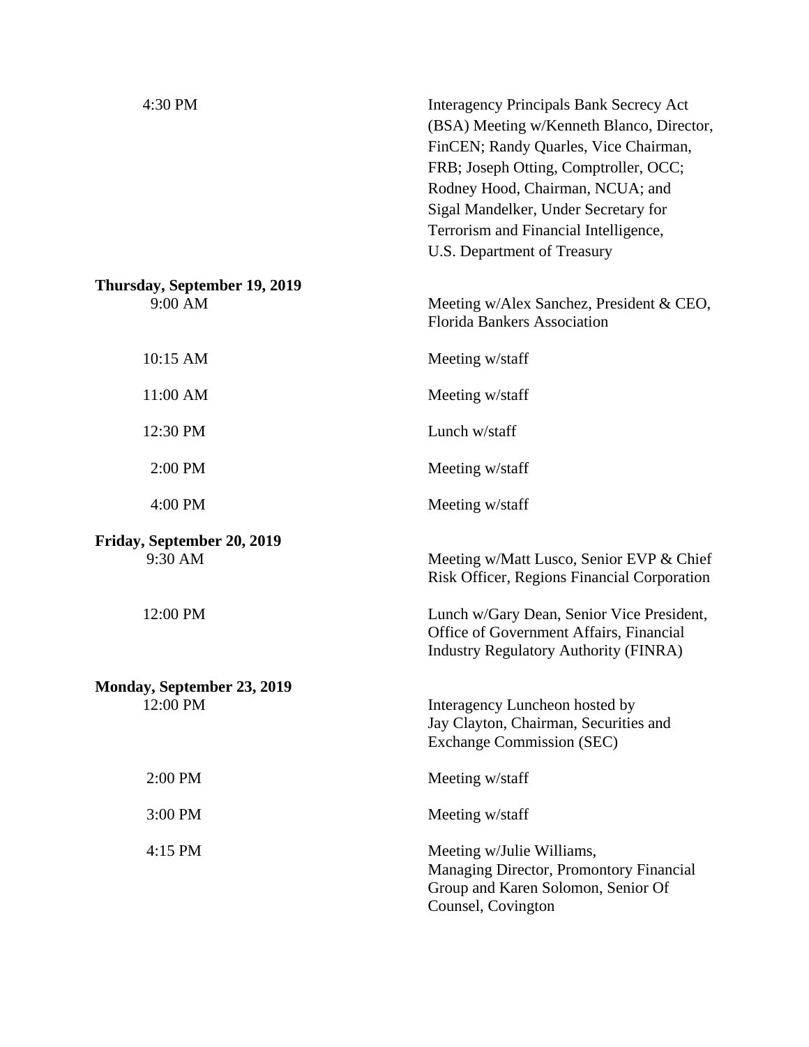| | |
|---|---|
| 4:30 PM | Interagency Principals Bank Secrecy Act (BSA) Meeting w/Kenneth Blanco, Director, FinCEN; Randy Quarles, Vice Chairman, FRB; Joseph Otting, Comptroller, OCC; Rodney Hood, Chairman, NCUA; and Sigal Mandelker, Under Secretary for Terrorism and Financial Intelligence, U.S. Department of Treasury |

**Thursday, September 19, 2019**

| | |
|---|---|
| 9:00 AM | Meeting w/Alex Sanchez, President & CEO, Florida Bankers Association |
| 10:15 AM | Meeting w/staff |
| 11:00 AM | Meeting w/staff |
| 12:30 PM | Lunch w/staff |
| 2:00 PM | Meeting w/staff |
| 4:00 PM | Meeting w/staff |

**Friday, September 20, 2019**

| | |
|---|---|
| 9:30 AM | Meeting w/Matt Lusco, Senior EVP & Chief Risk Officer, Regions Financial Corporation |
| 12:00 PM | Lunch w/Gary Dean, Senior Vice President, Office of Government Affairs, Financial Industry Regulatory Authority (FINRA) |

**Monday, September 23, 2019**

| | |
|---|---|
| 12:00 PM | Interagency Luncheon hosted by Jay Clayton, Chairman, Securities and Exchange Commission (SEC) |
| 2:00 PM | Meeting w/staff |
| 3:00 PM | Meeting w/staff |
| 4:15 PM | Meeting w/Julie Williams, Managing Director, Promontory Financial Group and Karen Solomon, Senior Of Counsel, Covington |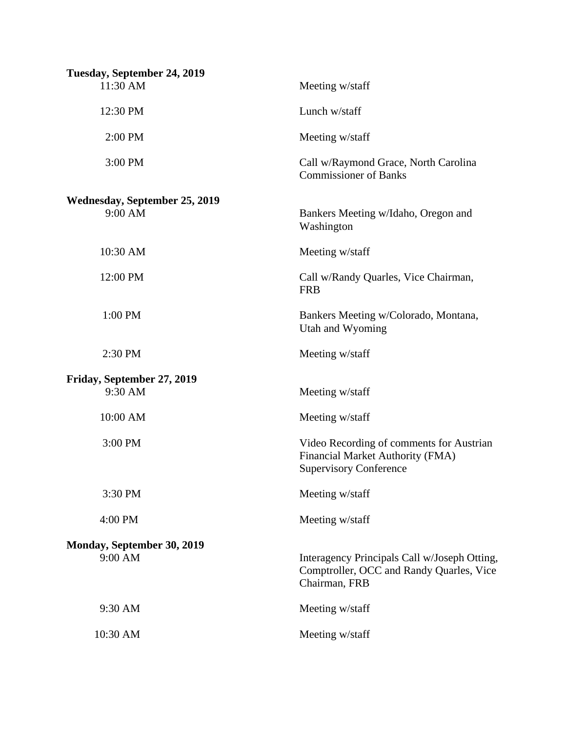**Tuesday, September 24, 2019**

| | |
|---|---|
| 11:30 AM | Meeting w/staff |
| 12:30 PM | Lunch w/staff |
| 2:00 PM | Meeting w/staff |
| 3:00 PM | Call w/Raymond Grace, North Carolina Commissioner of Banks |

**Wednesday, September 25, 2019**

| | |
|---|---|
| 9:00 AM | Bankers Meeting w/Idaho, Oregon and Washington |
| 10:30 AM | Meeting w/staff |
| 12:00 PM | Call w/Randy Quarles, Vice Chairman, FRB |
| 1:00 PM | Bankers Meeting w/Colorado, Montana, Utah and Wyoming |
| 2:30 PM | Meeting w/staff |

**Friday, September 27, 2019**

| | |
|---|---|
| 9:30 AM | Meeting w/staff |
| 10:00 AM | Meeting w/staff |
| 3:00 PM | Video Recording of comments for Austrian Financial Market Authority (FMA) Supervisory Conference |
| 3:30 PM | Meeting w/staff |
| 4:00 PM | Meeting w/staff |

**Monday, September 30, 2019**

| | |
|---|---|
| 9:00 AM | Interagency Principals Call w/Joseph Otting, Comptroller, OCC and Randy Quarles, Vice Chairman, FRB |
| 9:30 AM | Meeting w/staff |
| 10:30 AM | Meeting w/staff |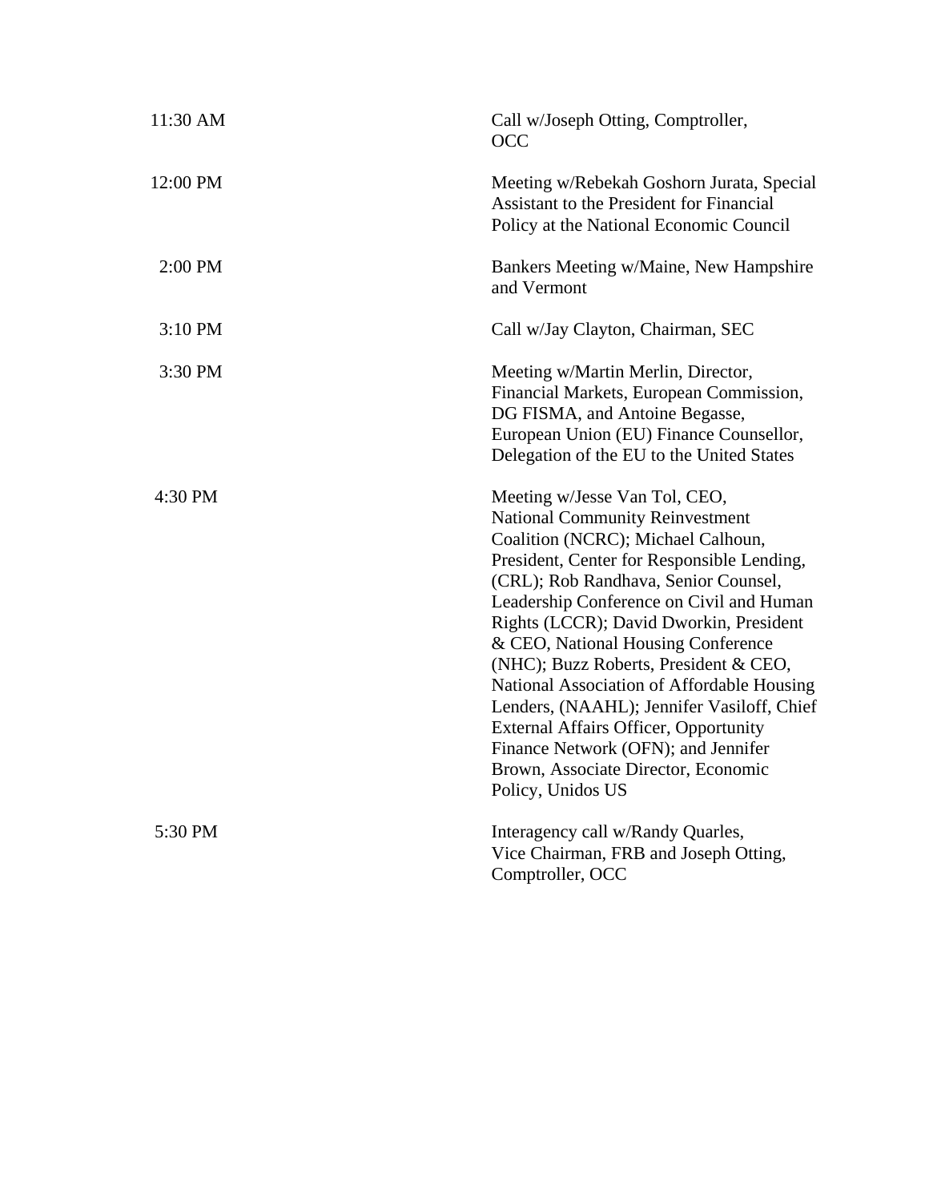| | |
|---|---|
| 11:30 AM | Call w/Joseph Otting, Comptroller, OCC |
| 12:00 PM | Meeting w/Rebekah Goshorn Jurata, Special Assistant to the President for Financial Policy at the National Economic Council |
| 2:00 PM | Bankers Meeting w/Maine, New Hampshire and Vermont |
| 3:10 PM | Call w/Jay Clayton, Chairman, SEC |
| 3:30 PM | Meeting w/Martin Merlin, Director, Financial Markets, European Commission, DG FISMA, and Antoine Begasse, European Union (EU) Finance Counsellor, Delegation of the EU to the United States |
| 4:30 PM | Meeting w/Jesse Van Tol, CEO, National Community Reinvestment Coalition (NCRC); Michael Calhoun, President, Center for Responsible Lending, (CRL); Rob Randhava, Senior Counsel, Leadership Conference on Civil and Human Rights (LCCR); David Dworkin, President & CEO, National Housing Conference (NHC); Buzz Roberts, President & CEO, National Association of Affordable Housing Lenders, (NAAHL); Jennifer Vasiloff, Chief External Affairs Officer, Opportunity Finance Network (OFN); and Jennifer Brown, Associate Director, Economic Policy, Unidos US |
| 5:30 PM | Interagency call w/Randy Quarles, Vice Chairman, FRB and Joseph Otting, Comptroller, OCC |